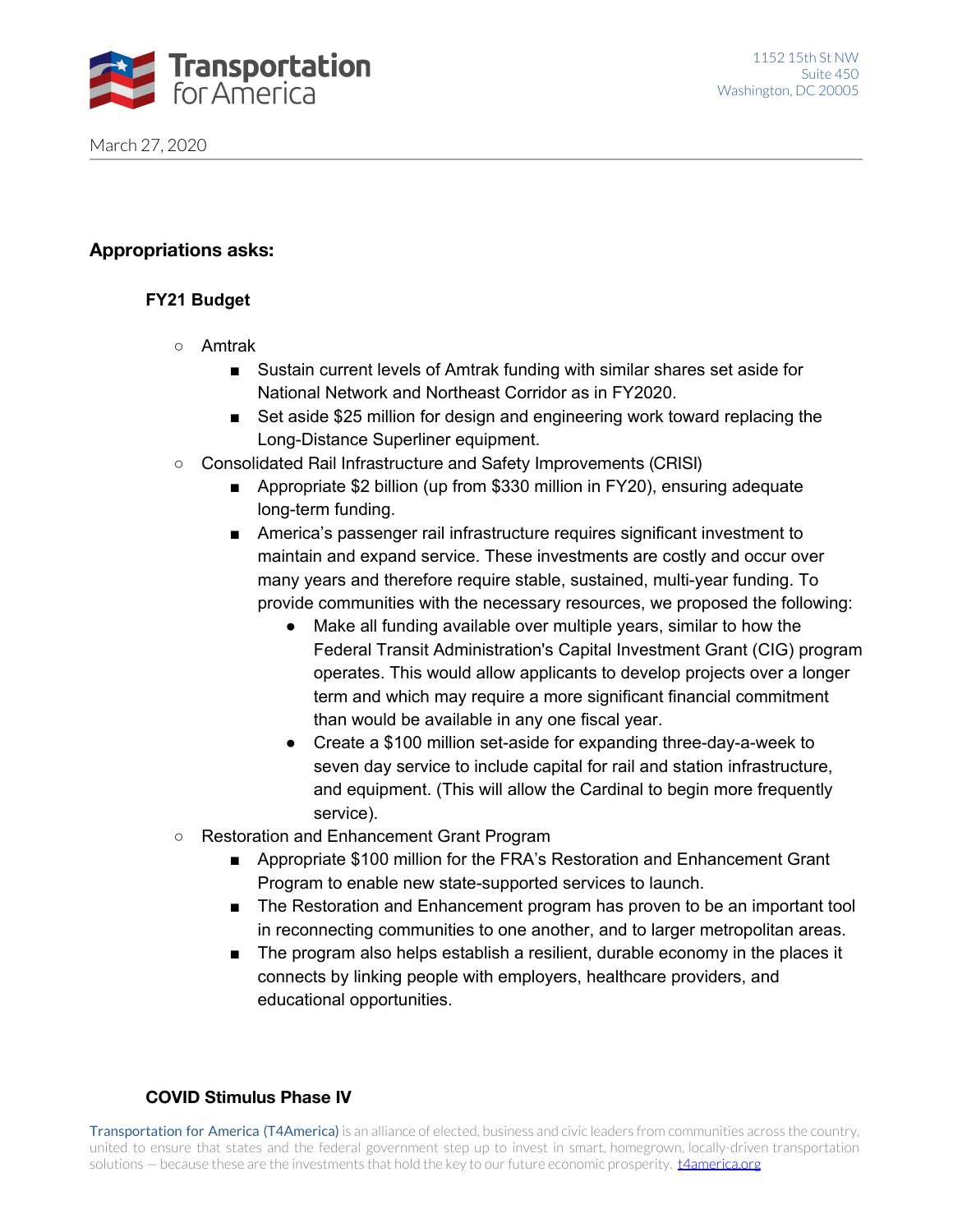Transportation for America

1152 15th St NW
Suite 450
Washington, DC 20005

March 27, 2020

## Appropriations asks:

### FY21 Budget

- Amtrak
  - Sustain current levels of Amtrak funding with similar shares set aside for National Network and Northeast Corridor as in FY2020.
  - Set aside $25 million for design and engineering work toward replacing the Long-Distance Superliner equipment.
- Consolidated Rail Infrastructure and Safety Improvements (CRISI)
  - Appropriate $2 billion (up from $330 million in FY20), ensuring adequate long-term funding.
  - America's passenger rail infrastructure requires significant investment to maintain and expand service. These investments are costly and occur over many years and therefore require stable, sustained, multi-year funding. To provide communities with the necessary resources, we proposed the following:
    - Make all funding available over multiple years, similar to how the Federal Transit Administration's Capital Investment Grant (CIG) program operates. This would allow applicants to develop projects over a longer term and which may require a more significant financial commitment than would be available in any one fiscal year.
    - Create a $100 million set-aside for expanding three-day-a-week to seven day service to include capital for rail and station infrastructure, and equipment. (This will allow the Cardinal to begin more frequently service).
- Restoration and Enhancement Grant Program
  - Appropriate $100 million for the FRA's Restoration and Enhancement Grant Program to enable new state-supported services to launch.
  - The Restoration and Enhancement program has proven to be an important tool in reconnecting communities to one another, and to larger metropolitan areas.
  - The program also helps establish a resilient, durable economy in the places it connects by linking people with employers, healthcare providers, and educational opportunities.

### COVID Stimulus Phase IV

Transportation for America (T4America) is an alliance of elected, business and civic leaders from communities across the country, united to ensure that states and the federal government step up to invest in smart, homegrown, locally-driven transportation solutions — because these are the investments that hold the key to our future economic prosperity. t4america.org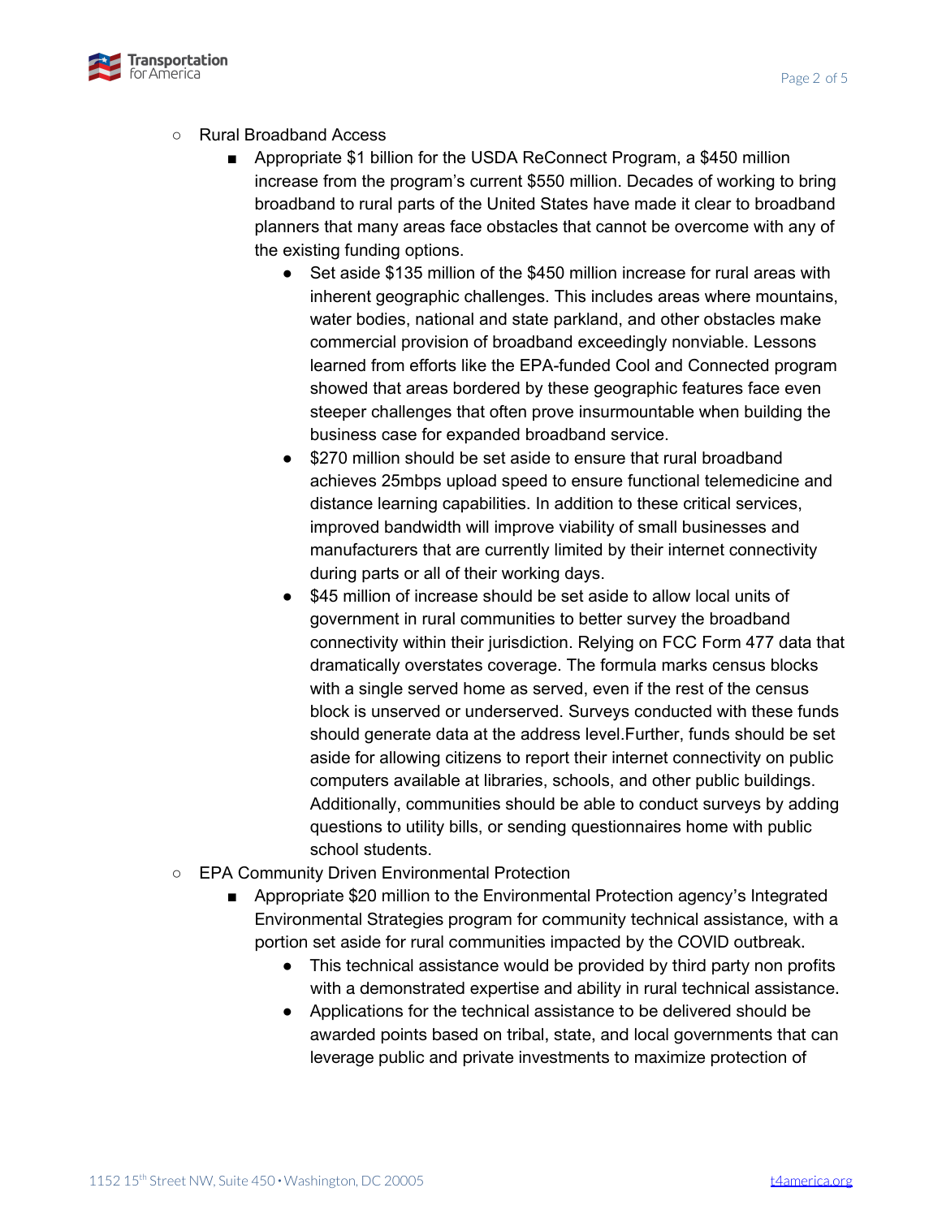- Rural Broadband Access
  - Appropriate $1 billion for the USDA ReConnect Program, a $450 million increase from the program's current $550 million. Decades of working to bring broadband to rural parts of the United States have made it clear to broadband planners that many areas face obstacles that cannot be overcome with any of the existing funding options.
    - Set aside $135 million of the $450 million increase for rural areas with inherent geographic challenges. This includes areas where mountains, water bodies, national and state parkland, and other obstacles make commercial provision of broadband exceedingly nonviable. Lessons learned from efforts like the EPA-funded Cool and Connected program showed that areas bordered by these geographic features face even steeper challenges that often prove insurmountable when building the business case for expanded broadband service.
    - $270 million should be set aside to ensure that rural broadband achieves 25mbps upload speed to ensure functional telemedicine and distance learning capabilities. In addition to these critical services, improved bandwidth will improve viability of small businesses and manufacturers that are currently limited by their internet connectivity during parts or all of their working days.
    - $45 million of increase should be set aside to allow local units of government in rural communities to better survey the broadband connectivity within their jurisdiction. Relying on FCC Form 477 data that dramatically overstates coverage. The formula marks census blocks with a single served home as served, even if the rest of the census block is unserved or underserved. Surveys conducted with these funds should generate data at the address level.Further, funds should be set aside for allowing citizens to report their internet connectivity on public computers available at libraries, schools, and other public buildings. Additionally, communities should be able to conduct surveys by adding questions to utility bills, or sending questionnaires home with public school students.
- EPA Community Driven Environmental Protection
  - Appropriate $20 million to the Environmental Protection agency's Integrated Environmental Strategies program for community technical assistance, with a portion set aside for rural communities impacted by the COVID outbreak.
    - This technical assistance would be provided by third party non profits with a demonstrated expertise and ability in rural technical assistance.
    - Applications for the technical assistance to be delivered should be awarded points based on tribal, state, and local governments that can leverage public and private investments to maximize protection of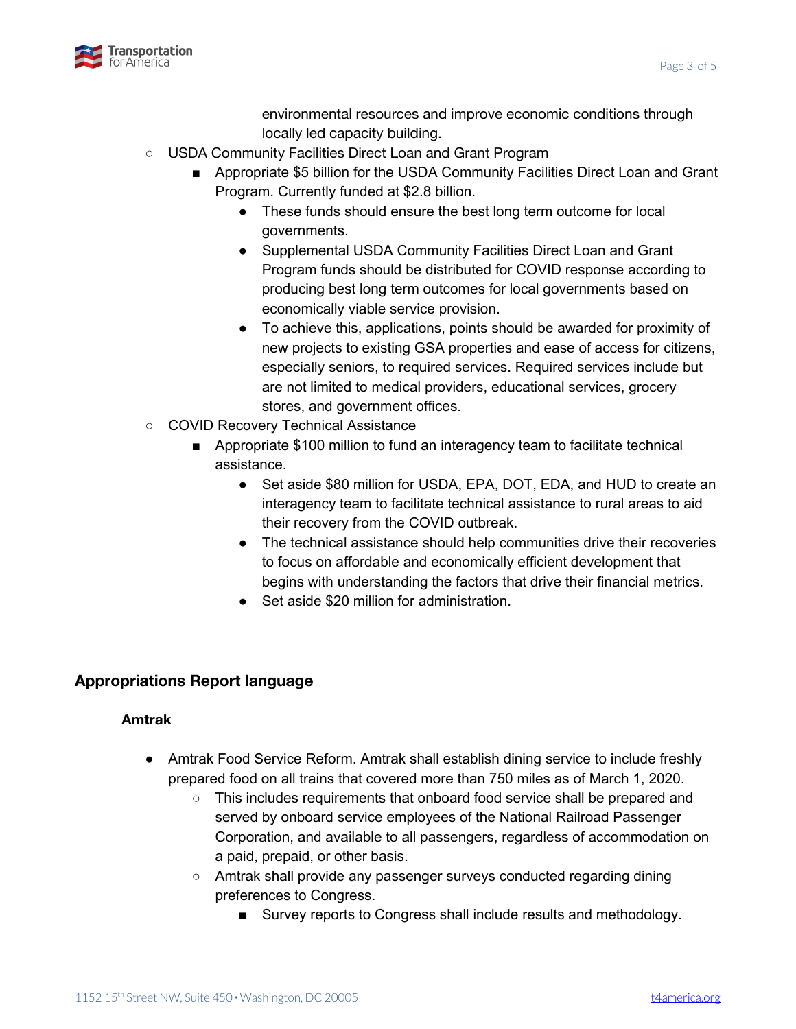environmental resources and improve economic conditions through locally led capacity building.

- USDA Community Facilities Direct Loan and Grant Program
    - Appropriate $5 billion for the USDA Community Facilities Direct Loan and Grant Program. Currently funded at $2.8 billion.
        - These funds should ensure the best long term outcome for local governments.
        - Supplemental USDA Community Facilities Direct Loan and Grant Program funds should be distributed for COVID response according to producing best long term outcomes for local governments based on economically viable service provision.
        - To achieve this, applications, points should be awarded for proximity of new projects to existing GSA properties and ease of access for citizens, especially seniors, to required services. Required services include but are not limited to medical providers, educational services, grocery stores, and government offices.
- COVID Recovery Technical Assistance
    - Appropriate $100 million to fund an interagency team to facilitate technical assistance.
        - Set aside $80 million for USDA, EPA, DOT, EDA, and HUD to create an interagency team to facilitate technical assistance to rural areas to aid their recovery from the COVID outbreak.
        - The technical assistance should help communities drive their recoveries to focus on affordable and economically efficient development that begins with understanding the factors that drive their financial metrics.
        - Set aside $20 million for administration.

## Appropriations Report language

### Amtrak

- Amtrak Food Service Reform. Amtrak shall establish dining service to include freshly prepared food on all trains that covered more than 750 miles as of March 1, 2020.
    - This includes requirements that onboard food service shall be prepared and served by onboard service employees of the National Railroad Passenger Corporation, and available to all passengers, regardless of accommodation on a paid, prepaid, or other basis.
    - Amtrak shall provide any passenger surveys conducted regarding dining preferences to Congress.
        - Survey reports to Congress shall include results and methodology.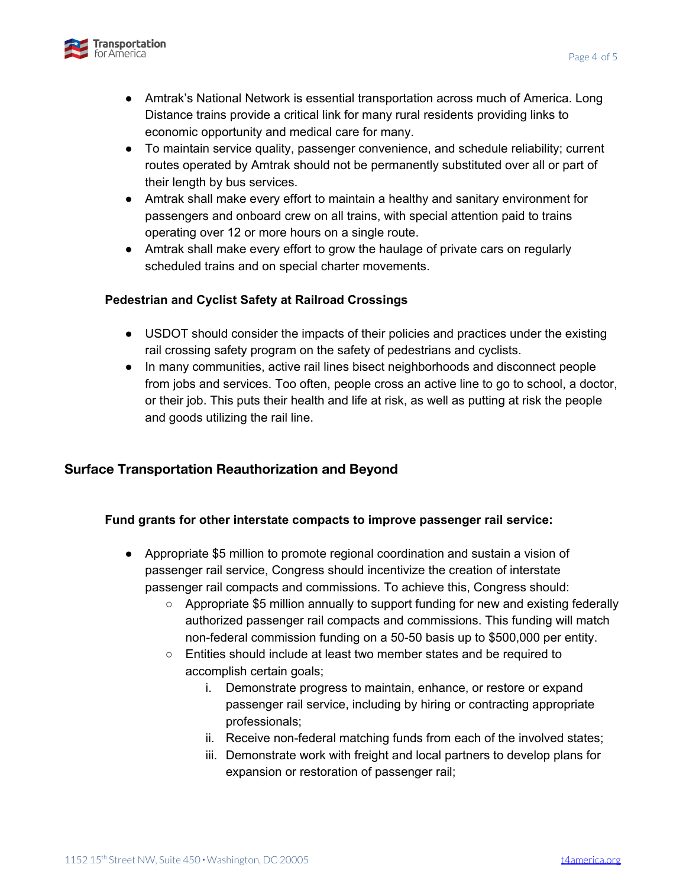- Amtrak's National Network is essential transportation across much of America. Long Distance trains provide a critical link for many rural residents providing links to economic opportunity and medical care for many.
- To maintain service quality, passenger convenience, and schedule reliability; current routes operated by Amtrak should not be permanently substituted over all or part of their length by bus services.
- Amtrak shall make every effort to maintain a healthy and sanitary environment for passengers and onboard crew on all trains, with special attention paid to trains operating over 12 or more hours on a single route.
- Amtrak shall make every effort to grow the haulage of private cars on regularly scheduled trains and on special charter movements.

**Pedestrian and Cyclist Safety at Railroad Crossings**

- USDOT should consider the impacts of their policies and practices under the existing rail crossing safety program on the safety of pedestrians and cyclists.
- In many communities, active rail lines bisect neighborhoods and disconnect people from jobs and services. Too often, people cross an active line to go to school, a doctor, or their job. This puts their health and life at risk, as well as putting at risk the people and goods utilizing the rail line.

## Surface Transportation Reauthorization and Beyond

**Fund grants for other interstate compacts to improve passenger rail service:**

- Appropriate $5 million to promote regional coordination and sustain a vision of passenger rail service, Congress should incentivize the creation of interstate passenger rail compacts and commissions. To achieve this, Congress should:
  - Appropriate $5 million annually to support funding for new and existing federally authorized passenger rail compacts and commissions. This funding will match non-federal commission funding on a 50-50 basis up to $500,000 per entity.
  - Entities should include at least two member states and be required to accomplish certain goals;
    1. Demonstrate progress to maintain, enhance, or restore or expand passenger rail service, including by hiring or contracting appropriate professionals;
    2. Receive non-federal matching funds from each of the involved states;
    3. Demonstrate work with freight and local partners to develop plans for expansion or restoration of passenger rail;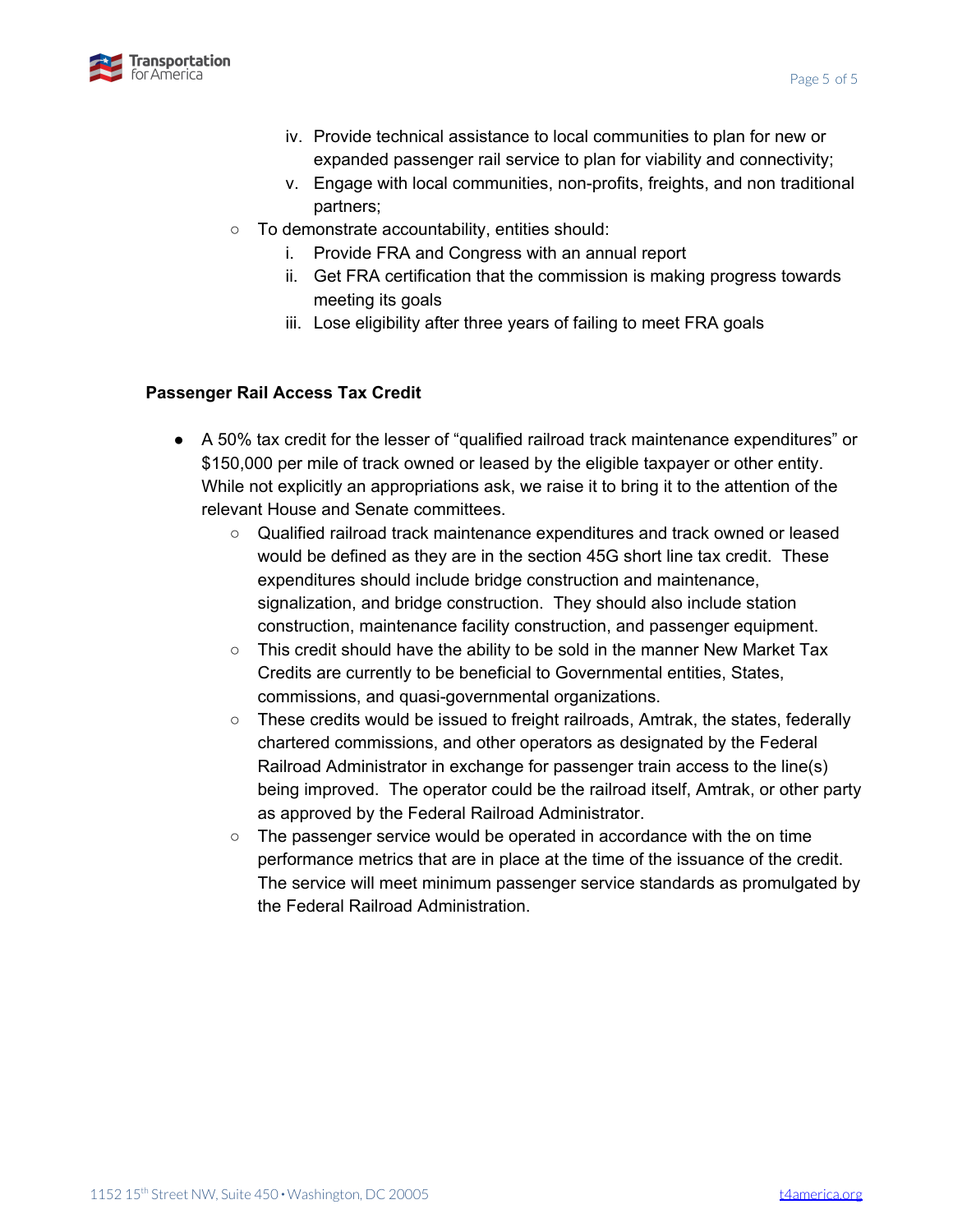iv. Provide technical assistance to local communities to plan for new or expanded passenger rail service to plan for viability and connectivity;
   v. Engage with local communities, non-profits, freights, and non traditional partners;
- To demonstrate accountability, entities should:
   i. Provide FRA and Congress with an annual report
   ii. Get FRA certification that the commission is making progress towards meeting its goals
   iii. Lose eligibility after three years of failing to meet FRA goals

**Passenger Rail Access Tax Credit**

- A 50% tax credit for the lesser of "qualified railroad track maintenance expenditures" or $150,000 per mile of track owned or leased by the eligible taxpayer or other entity. While not explicitly an appropriations ask, we raise it to bring it to the attention of the relevant House and Senate committees.
  - Qualified railroad track maintenance expenditures and track owned or leased would be defined as they are in the section 45G short line tax credit. These expenditures should include bridge construction and maintenance, signalization, and bridge construction. They should also include station construction, maintenance facility construction, and passenger equipment.
  - This credit should have the ability to be sold in the manner New Market Tax Credits are currently to be beneficial to Governmental entities, States, commissions, and quasi-governmental organizations.
  - These credits would be issued to freight railroads, Amtrak, the states, federally chartered commissions, and other operators as designated by the Federal Railroad Administrator in exchange for passenger train access to the line(s) being improved. The operator could be the railroad itself, Amtrak, or other party as approved by the Federal Railroad Administrator.
  - The passenger service would be operated in accordance with the on time performance metrics that are in place at the time of the issuance of the credit. The service will meet minimum passenger service standards as promulgated by the Federal Railroad Administration.